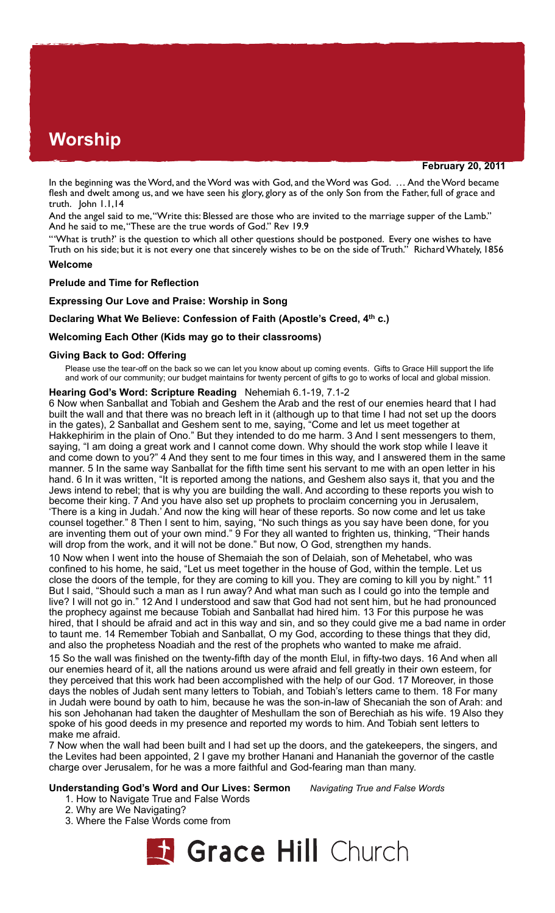# Worship

**February 20, 2011**

In the beginning was the Word, and the Word was with God, and the Word was God. … And the Word became flesh and dwelt among us, and we have seen his glory, glory as of the only Son from the Father, full of grace and truth. John 1.1,14

And the angel said to me, "Write this: Blessed are those who are invited to the marriage supper of the Lamb." And he said to me, "These are the true words of God." Rev 19.9

"'What is truth?' is the question to which all other questions should be postponed. Every one wishes to have Truth on his side; but it is not every one that sincerely wishes to be on the side of Truth." Richard Whately, 1856

**Welcome**

**Prelude and Time for Reflection**

**Expressing Our Love and Praise: Worship in Song**

**Declaring What We Believe: Confession of Faith (Apostle's Creed, 4th c.)**

**Welcoming Each Other (Kids may go to their classrooms)**

**Giving Back to God: Offering**

Please use the tear-off on the back so we can let you know about up coming events. Gifts to Grace Hill support the life and work of our community; our budget maintains for twenty percent of gifts to go to works of local and global mission.

**Hearing God's Word: Scripture Reading** Nehemiah 6.1-19, 7.1-2

6 Now when Sanballat and Tobiah and Geshem the Arab and the rest of our enemies heard that I had built the wall and that there was no breach left in it (although up to that time I had not set up the doors in the gates), 2 Sanballat and Geshem sent to me, saying, "Come and let us meet together at Hakkephirim in the plain of Ono." But they intended to do me harm. 3 And I sent messengers to them, saying, "I am doing a great work and I cannot come down. Why should the work stop while I leave it and come down to you?" 4 And they sent to me four times in this way, and I answered them in the same manner. 5 In the same way Sanballat for the fifth time sent his servant to me with an open letter in his hand. 6 In it was written, "It is reported among the nations, and Geshem also says it, that you and the Jews intend to rebel; that is why you are building the wall. And according to these reports you wish to become their king. 7 And you have also set up prophets to proclaim concerning you in Jerusalem, 'There is a king in Judah.' And now the king will hear of these reports. So now come and let us take counsel together." 8 Then I sent to him, saying, "No such things as you say have been done, for you are inventing them out of your own mind." 9 For they all wanted to frighten us, thinking, "Their hands will drop from the work, and it will not be done." But now, O God, strengthen my hands.

10 Now when I went into the house of Shemaiah the son of Delaiah, son of Mehetabel, who was confined to his home, he said, "Let us meet together in the house of God, within the temple. Let us close the doors of the temple, for they are coming to kill you. They are coming to kill you by night." 11 But I said, "Should such a man as I run away? And what man such as I could go into the temple and live? I will not go in." 12 And I understood and saw that God had not sent him, but he had pronounced the prophecy against me because Tobiah and Sanballat had hired him. 13 For this purpose he was hired, that I should be afraid and act in this way and sin, and so they could give me a bad name in order to taunt me. 14 Remember Tobiah and Sanballat, O my God, according to these things that they did, and also the prophetess Noadiah and the rest of the prophets who wanted to make me afraid.

15 So the wall was finished on the twenty-fifth day of the month Elul, in fifty-two days. 16 And when all our enemies heard of it, all the nations around us were afraid and fell greatly in their own esteem, for they perceived that this work had been accomplished with the help of our God. 17 Moreover, in those days the nobles of Judah sent many letters to Tobiah, and Tobiah's letters came to them. 18 For many in Judah were bound by oath to him, because he was the son-in-law of Shecaniah the son of Arah: and his son Jehohanan had taken the daughter of Meshullam the son of Berechiah as his wife. 19 Also they spoke of his good deeds in my presence and reported my words to him. And Tobiah sent letters to make me afraid.

7 Now when the wall had been built and I had set up the doors, and the gatekeepers, the singers, and the Levites had been appointed, 2 I gave my brother Hanani and Hananiah the governor of the castle charge over Jerusalem, for he was a more faithful and God-fearing man than many.

**Understanding God's Word and Our Lives: Sermon** *Navigating True and False Words*

1. How to Navigate True and False Words
2. Why are We Navigating?
3. Where the False Words come from

Grace Hill Church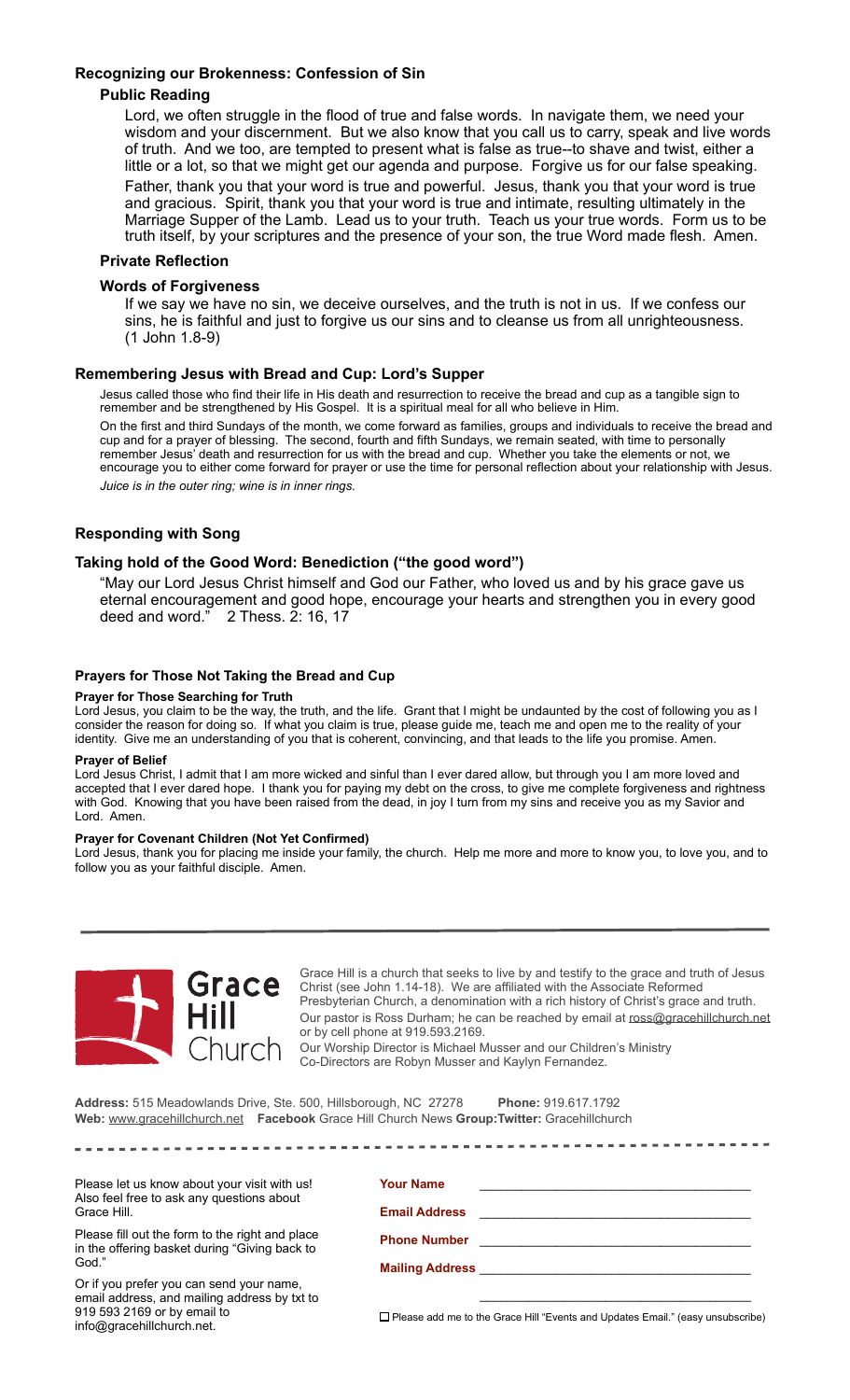## Recognizing our Brokenness: Confession of Sin

### Public Reading

Lord, we often struggle in the flood of true and false words. In navigate them, we need your wisdom and your discernment. But we also know that you call us to carry, speak and live words of truth. And we too, are tempted to present what is false as true--to shave and twist, either a little or a lot, so that we might get our agenda and purpose. Forgive us for our false speaking.

Father, thank you that your word is true and powerful. Jesus, thank you that your word is true and gracious. Spirit, thank you that your word is true and intimate, resulting ultimately in the Marriage Supper of the Lamb. Lead us to your truth. Teach us your true words. Form us to be truth itself, by your scriptures and the presence of your son, the true Word made flesh. Amen.

### Private Reflection

### Words of Forgiveness

If we say we have no sin, we deceive ourselves, and the truth is not in us. If we confess our sins, he is faithful and just to forgive us our sins and to cleanse us from all unrighteousness. (1 John 1.8-9)

## Remembering Jesus with Bread and Cup: Lord's Supper

Jesus called those who find their life in His death and resurrection to receive the bread and cup as a tangible sign to remember and be strengthened by His Gospel. It is a spiritual meal for all who believe in Him.

On the first and third Sundays of the month, we come forward as families, groups and individuals to receive the bread and cup and for a prayer of blessing. The second, fourth and fifth Sundays, we remain seated, with time to personally remember Jesus' death and resurrection for us with the bread and cup. Whether you take the elements or not, we encourage you to either come forward for prayer or use the time for personal reflection about your relationship with Jesus.

*Juice is in the outer ring; wine is in inner rings.*

## Responding with Song

## Taking hold of the Good Word: Benediction ("the good word")

"May our Lord Jesus Christ himself and God our Father, who loved us and by his grace gave us eternal encouragement and good hope, encourage your hearts and strengthen you in every good deed and word." 2 Thess. 2: 16, 17

### Prayers for Those Not Taking the Bread and Cup

**Prayer for Those Searching for Truth**

Lord Jesus, you claim to be the way, the truth, and the life. Grant that I might be undaunted by the cost of following you as I consider the reason for doing so. If what you claim is true, please guide me, teach me and open me to the reality of your identity. Give me an understanding of you that is coherent, convincing, and that leads to the life you promise. Amen.

**Prayer of Belief**

Lord Jesus Christ, I admit that I am more wicked and sinful than I ever dared allow, but through you I am more loved and accepted that I ever dared hope. I thank you for paying my debt on the cross, to give me complete forgiveness and rightness with God. Knowing that you have been raised from the dead, in joy I turn from my sins and receive you as my Savior and Lord. Amen.

**Prayer for Covenant Children (Not Yet Confirmed)**

Lord Jesus, thank you for placing me inside your family, the church. Help me more and more to know you, to love you, and to follow you as your faithful disciple. Amen.

---

Grace Hill Church

Grace Hill is a church that seeks to live by and testify to the grace and truth of Jesus Christ (see John 1.14-18). We are affiliated with the Associate Reformed Presbyterian Church, a denomination with a rich history of Christ's grace and truth.

Our pastor is Ross Durham; he can be reached by email at ross@gracehillchurch.net or by cell phone at 919.593.2169.

Our Worship Director is Michael Musser and our Children's Ministry Co-Directors are Robyn Musser and Kaylyn Fernandez.

**Address:** 515 Meadowlands Drive, Ste. 500, Hillsborough, NC 27278 **Phone:** 919.617.1792
**Web:** www.gracehillchurch.net **Facebook** Grace Hill Church News **Group:Twitter:** Gracehillchurch

---

Please let us know about your visit with us! Also feel free to ask any questions about Grace Hill.

Please fill out the form to the right and place in the offering basket during "Giving back to God."

Or if you prefer you can send your name, email address, and mailing address by txt to 919 593 2169 or by email to info@gracehillchurch.net.

**Your Name** ____________________________________

**Email Address** ____________________________________

**Phone Number** ____________________________________

**Mailing Address** ____________________________________

____________________________________

☐ Please add me to the Grace Hill "Events and Updates Email." (easy unsubscribe)